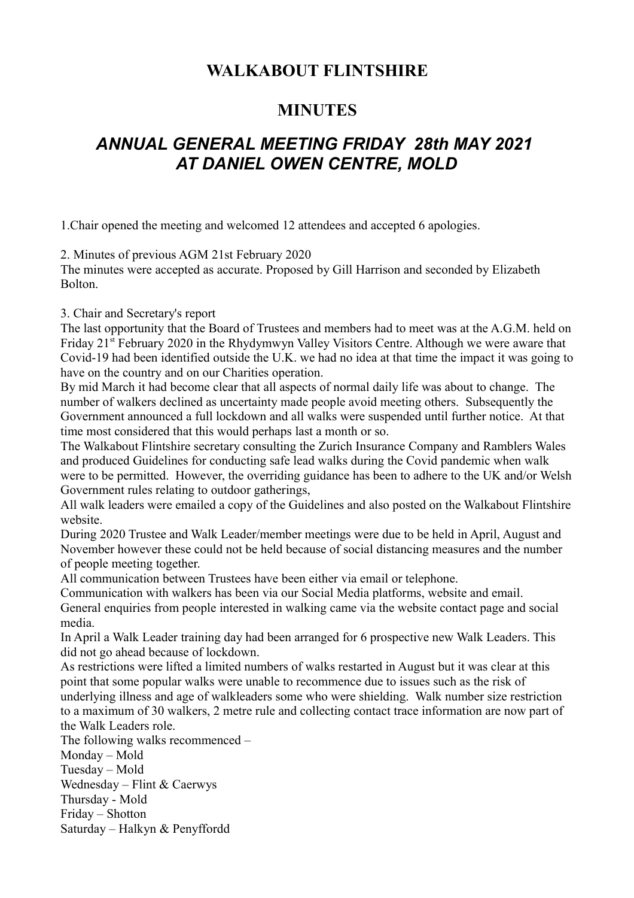# WALKABOUT FLINTSHIRE

## MINUTES

## *ANNUAL GENERAL MEETING FRIDAY 28th MAY 2021 AT DANIEL OWEN CENTRE, MOLD*

1.Chair opened the meeting and welcomed 12 attendees and accepted 6 apologies.

2. Minutes of previous AGM 21st February 2020

The minutes were accepted as accurate. Proposed by Gill Harrison and seconded by Elizabeth Bolton.

3. Chair and Secretary's report

The last opportunity that the Board of Trustees and members had to meet was at the A.G.M. held on Friday 21st February 2020 in the Rhydymwyn Valley Visitors Centre. Although we were aware that Covid-19 had been identified outside the U.K. we had no idea at that time the impact it was going to have on the country and on our Charities operation.

By mid March it had become clear that all aspects of normal daily life was about to change. The number of walkers declined as uncertainty made people avoid meeting others. Subsequently the Government announced a full lockdown and all walks were suspended until further notice. At that time most considered that this would perhaps last a month or so.

The Walkabout Flintshire secretary consulting the Zurich Insurance Company and Ramblers Wales and produced Guidelines for conducting safe lead walks during the Covid pandemic when walk were to be permitted. However, the overriding guidance has been to adhere to the UK and/or Welsh Government rules relating to outdoor gatherings,

All walk leaders were emailed a copy of the Guidelines and also posted on the Walkabout Flintshire website.

During 2020 Trustee and Walk Leader/member meetings were due to be held in April, August and November however these could not be held because of social distancing measures and the number of people meeting together.

All communication between Trustees have been either via email or telephone.

Communication with walkers has been via our Social Media platforms, website and email.

General enquiries from people interested in walking came via the website contact page and social media.

In April a Walk Leader training day had been arranged for 6 prospective new Walk Leaders. This did not go ahead because of lockdown.

As restrictions were lifted a limited numbers of walks restarted in August but it was clear at this point that some popular walks were unable to recommence due to issues such as the risk of underlying illness and age of walkleaders some who were shielding. Walk number size restriction to a maximum of 30 walkers, 2 metre rule and collecting contact trace information are now part of the Walk Leaders role.

The following walks recommenced –

Monday – Mold

Tuesday – Mold

Wednesday – Flint & Caerwys

Thursday - Mold

Friday – Shotton

Saturday – Halkyn & Penyffordd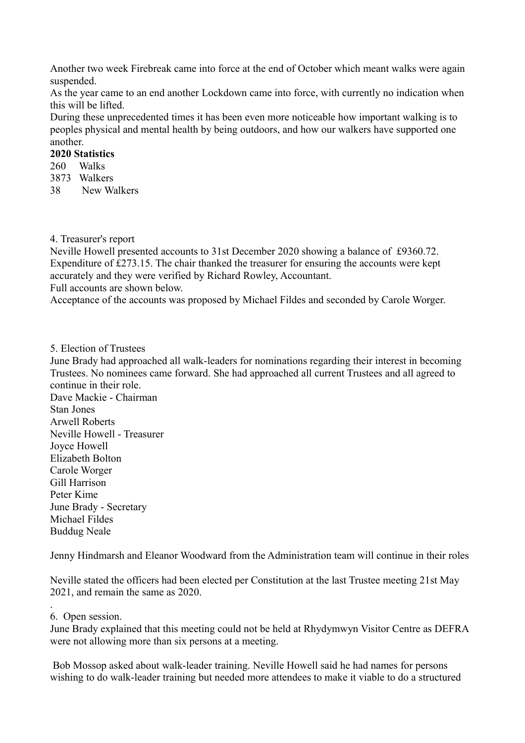Another two week Firebreak came into force at the end of October which meant walks were again suspended.

As the year came to an end another Lockdown came into force, with currently no indication when this will be lifted.

During these unprecedented times it has been even more noticeable how important walking is to peoples physical and mental health by being outdoors, and how our walkers have supported one another.

**2020 Statistics**

260 Walks
3873 Walkers
38 New Walkers

4. Treasurer's report

Neville Howell presented accounts to 31st December 2020 showing a balance of £9360.72. Expenditure of £273.15. The chair thanked the treasurer for ensuring the accounts were kept accurately and they were verified by Richard Rowley, Accountant.

Full accounts are shown below.

Acceptance of the accounts was proposed by Michael Fildes and seconded by Carole Worger.

5. Election of Trustees

June Brady had approached all walk-leaders for nominations regarding their interest in becoming Trustees. No nominees came forward. She had approached all current Trustees and all agreed to continue in their role.

Dave Mackie - Chairman
Stan Jones
Arwell Roberts
Neville Howell - Treasurer
Joyce Howell
Elizabeth Bolton
Carole Worger
Gill Harrison
Peter Kime
June Brady - Secretary
Michael Fildes
Buddug Neale

Jenny Hindmarsh and Eleanor Woodward from the Administration team will continue in their roles

Neville stated the officers had been elected per Constitution at the last Trustee meeting 21st May 2021, and remain the same as 2020.

6. Open session.

June Brady explained that this meeting could not be held at Rhydymwyn Visitor Centre as DEFRA were not allowing more than six persons at a meeting.

Bob Mossop asked about walk-leader training. Neville Howell said he had names for persons wishing to do walk-leader training but needed more attendees to make it viable to do a structured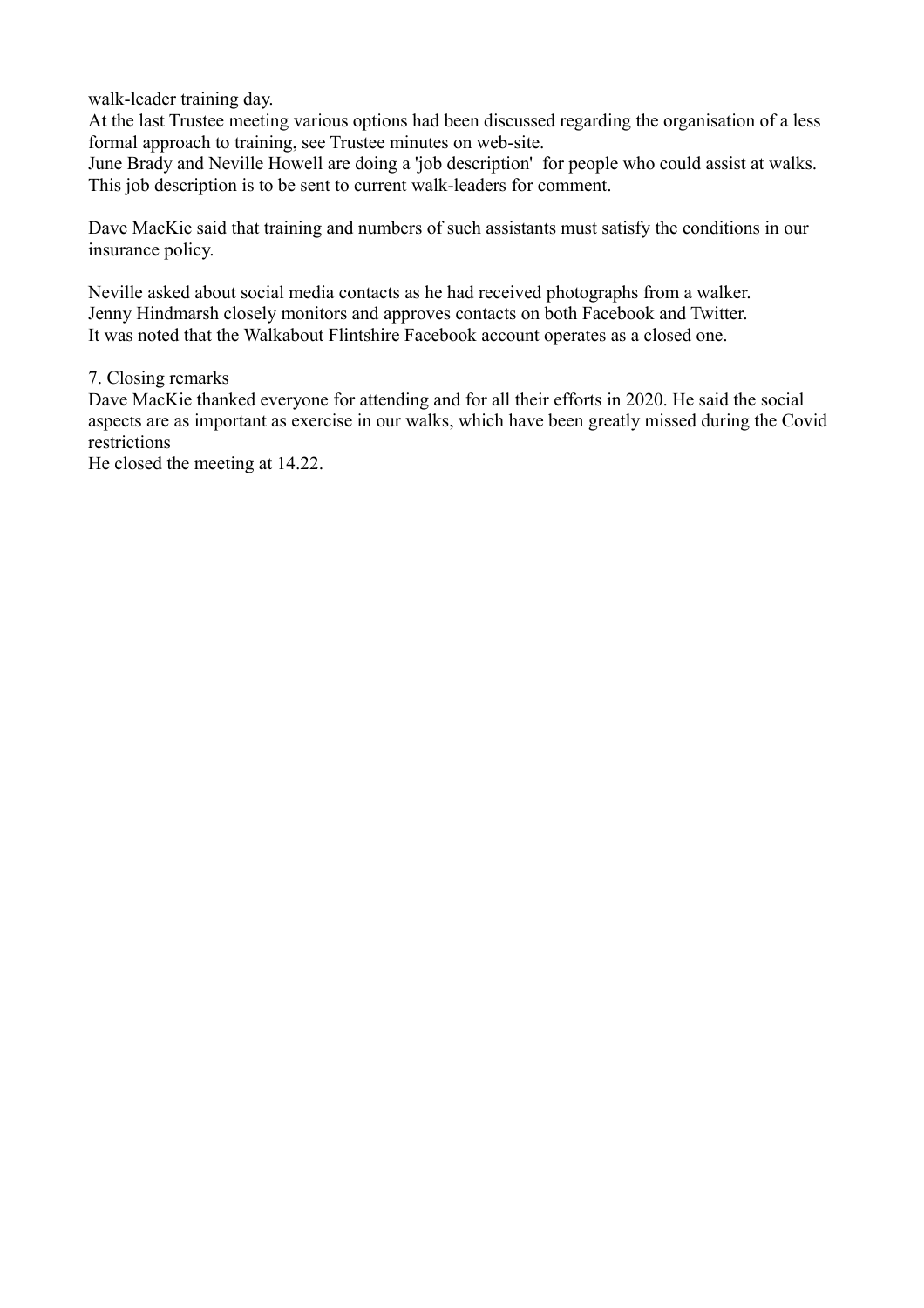walk-leader training day.
At the last Trustee meeting various options had been discussed regarding the organisation of a less formal approach to training, see Trustee minutes on web-site.
June Brady and Neville Howell are doing a 'job description' for people who could assist at walks. This job description is to be sent to current walk-leaders for comment.

Dave MacKie said that training and numbers of such assistants must satisfy the conditions in our insurance policy.

Neville asked about social media contacts as he had received photographs from a walker.
Jenny Hindmarsh closely monitors and approves contacts on both Facebook and Twitter.
It was noted that the Walkabout Flintshire Facebook account operates as a closed one.

7. Closing remarks
Dave MacKie thanked everyone for attending and for all their efforts in 2020. He said the social aspects are as important as exercise in our walks, which have been greatly missed during the Covid restrictions
He closed the meeting at 14.22.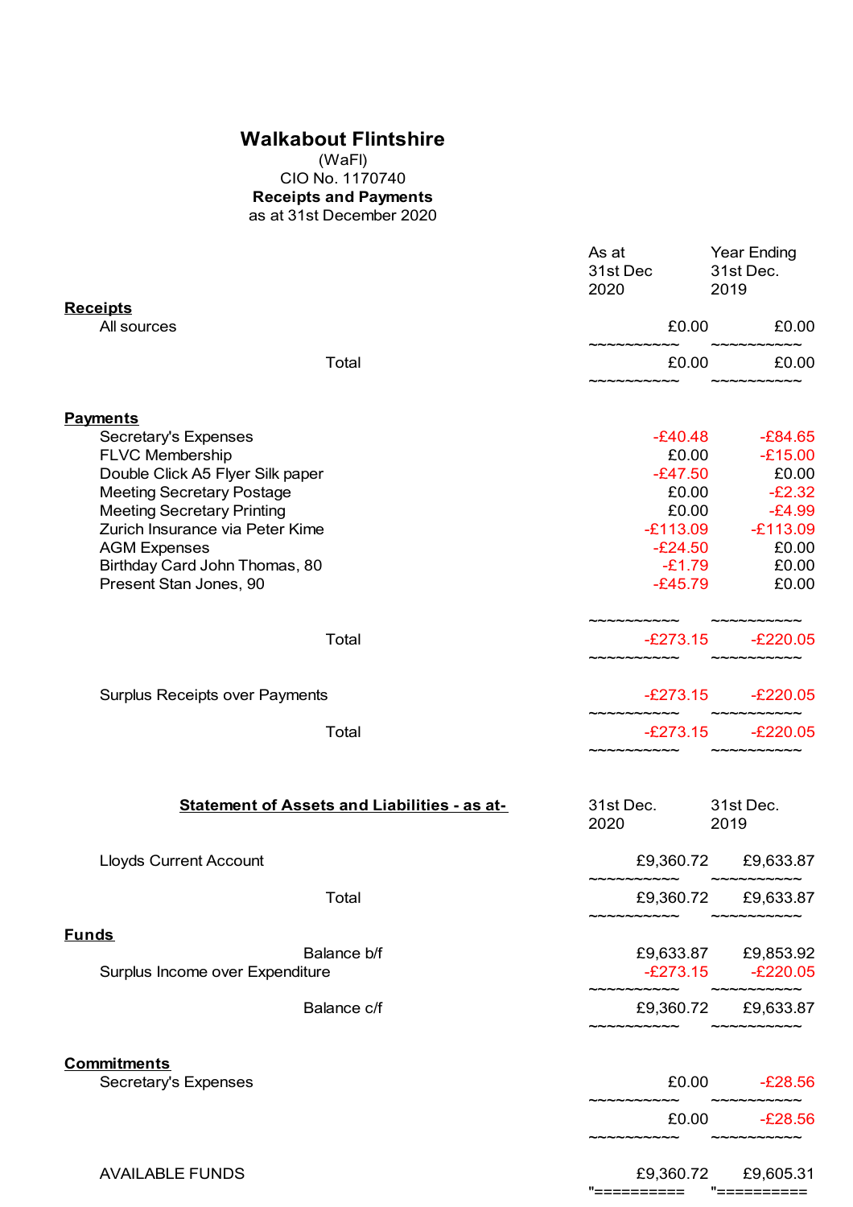# Walkabout Flintshire

(WaFl)

CIO No. 1170740

**Receipts and Payments**

as at 31st December 2020

| | As at 31st Dec 2020 | Year Ending 31st Dec. 2019 |
|---|---|---|
| **Receipts** | | |
| All sources | £0.00 | £0.00 |
| | ~~~~~~~~~~ | ~~~~~~~~~~ |
| Total | £0.00 | £0.00 |
| | ~~~~~~~~~~ | ~~~~~~~~~~ |
| **Payments** | | |
| Secretary's Expenses | -£40.48 | -£84.65 |
| FLVC Membership | £0.00 | -£15.00 |
| Double Click A5 Flyer Silk paper | -£47.50 | £0.00 |
| Meeting Secretary Postage | £0.00 | -£2.32 |
| Meeting Secretary Printing | £0.00 | -£4.99 |
| Zurich Insurance via Peter Kime | -£113.09 | -£113.09 |
| AGM Expenses | -£24.50 | £0.00 |
| Birthday Card John Thomas, 80 | -£1.79 | £0.00 |
| Present Stan Jones, 90 | -£45.79 | £0.00 |
| | ~~~~~~~~~~ | ~~~~~~~~~~ |
| Total | -£273.15 | -£220.05 |
| | ~~~~~~~~~~ | ~~~~~~~~~~ |
| Surplus Receipts over Payments | -£273.15 | -£220.05 |
| | ~~~~~~~~~~ | ~~~~~~~~~~ |
| Total | -£273.15 | -£220.05 |
| | ~~~~~~~~~~ | ~~~~~~~~~~ |

| **Statement of Assets and Liabilities - as at-** | 31st Dec. 2020 | 31st Dec. 2019 |
|---|---|---|
| Lloyds Current Account | £9,360.72 | £9,633.87 |
| | ~~~~~~~~~~ | ~~~~~~~~~~ |
| Total | £9,360.72 | £9,633.87 |
| | ~~~~~~~~~~ | ~~~~~~~~~~ |
| **Funds** | | |
| Balance b/f | £9,633.87 | £9,853.92 |
| Surplus Income over Expenditure | -£273.15 | -£220.05 |
| | ~~~~~~~~~~ | ~~~~~~~~~~ |
| Balance c/f | £9,360.72 | £9,633.87 |
| | ~~~~~~~~~~ | ~~~~~~~~~~ |
| **Commitments** | | |
| Secretary's Expenses | £0.00 | -£28.56 |
| | ~~~~~~~~~~ | ~~~~~~~~~~ |
| | £0.00 | -£28.56 |
| | ~~~~~~~~~~ | ~~~~~~~~~~ |
| AVAILABLE FUNDS | £9,360.72 | £9,605.31 |
| | "========= | "========= |